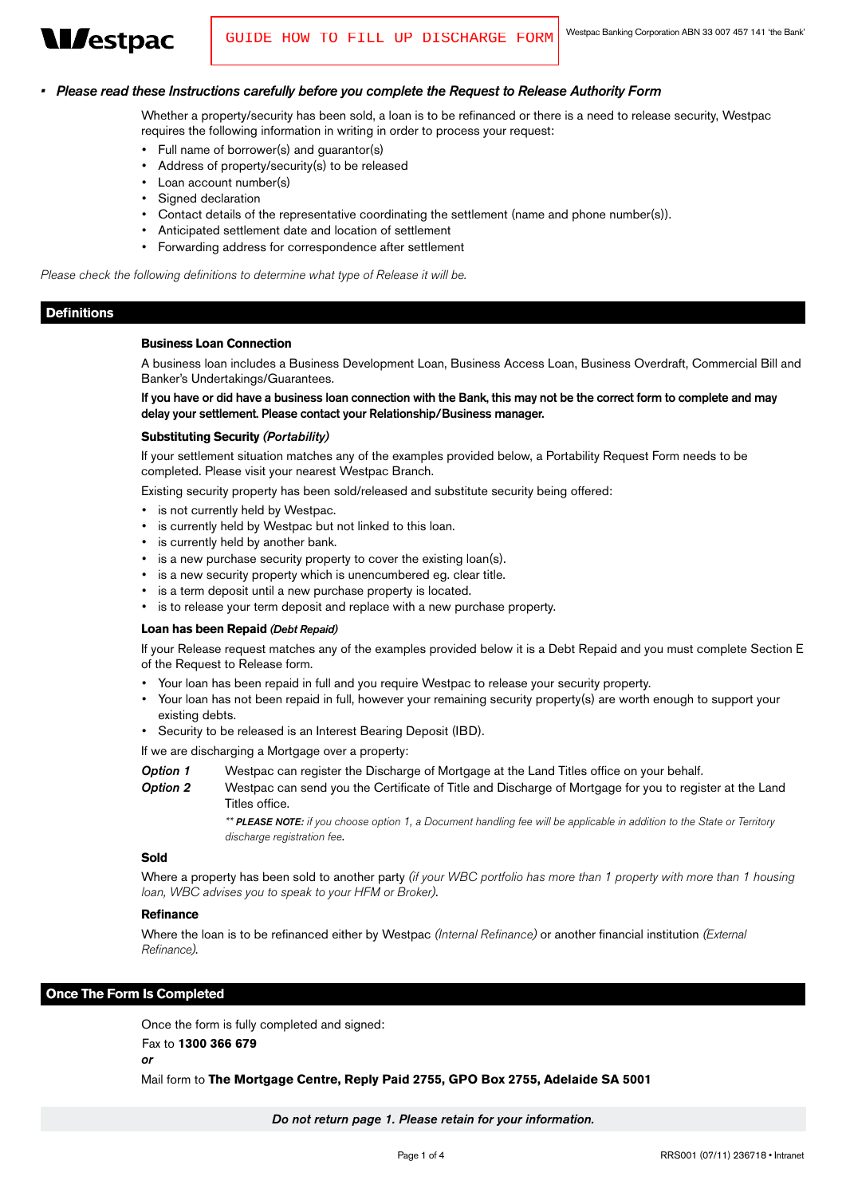Westpac

GUIDE HOW TO FILL UP DISCHARGE FORM

Westpac Banking Corporation ABN 33 007 457 141 'the Bank'

- ***Please read these Instructions carefully before you complete the Request to Release Authority Form***

Whether a property/security has been sold, a loan is to be refinanced or there is a need to release security, Westpac requires the following information in writing in order to process your request:

- Full name of borrower(s) and guarantor(s)
- Address of property/security(s) to be released
- Loan account number(s)
- Signed declaration
- Contact details of the representative coordinating the settlement (name and phone number(s)).
- Anticipated settlement date and location of settlement
- Forwarding address for correspondence after settlement

*Please check the following definitions to determine what type of Release it will be.*

## Definitions

### Business Loan Connection

A business loan includes a Business Development Loan, Business Access Loan, Business Overdraft, Commercial Bill and Banker's Undertakings/Guarantees.

**If you have or did have a business loan connection with the Bank, this may not be the correct form to complete and may delay your settlement. Please contact your Relationship/Business manager.**

### Substituting Security *(Portability)*

If your settlement situation matches any of the examples provided below, a Portability Request Form needs to be completed. Please visit your nearest Westpac Branch.

Existing security property has been sold/released and substitute security being offered:

- is not currently held by Westpac.
- is currently held by Westpac but not linked to this loan.
- is currently held by another bank.
- is a new purchase security property to cover the existing loan(s).
- is a new security property which is unencumbered eg. clear title.
- is a term deposit until a new purchase property is located.
- is to release your term deposit and replace with a new purchase property.

### Loan has been Repaid *(Debt Repaid)*

If your Release request matches any of the examples provided below it is a Debt Repaid and you must complete Section E of the Request to Release form.

- Your loan has been repaid in full and you require Westpac to release your security property.
- Your loan has not been repaid in full, however your remaining security property(s) are worth enough to support your existing debts.
- Security to be released is an Interest Bearing Deposit (IBD).

If we are discharging a Mortgage over a property:

***Option 1*** Westpac can register the Discharge of Mortgage at the Land Titles office on your behalf.

***Option 2*** Westpac can send you the Certificate of Title and Discharge of Mortgage for you to register at the Land Titles office.

*\*\* **PLEASE NOTE:** if you choose option 1, a Document handling fee will be applicable in addition to the State or Territory discharge registration fee.*

### Sold

Where a property has been sold to another party *(if your WBC portfolio has more than 1 property with more than 1 housing loan, WBC advises you to speak to your HFM or Broker)*.

### Refinance

Where the loan is to be refinanced either by Westpac *(Internal Refinance)* or another financial institution *(External Refinance)*.

## Once The Form Is Completed

Once the form is fully completed and signed:

Fax to **1300 366 679**

***or***

Mail form to **The Mortgage Centre, Reply Paid 2755, GPO Box 2755, Adelaide SA 5001**

***Do not return page 1. Please retain for your information.***

RRS001 (07/11) 236718 • Intranet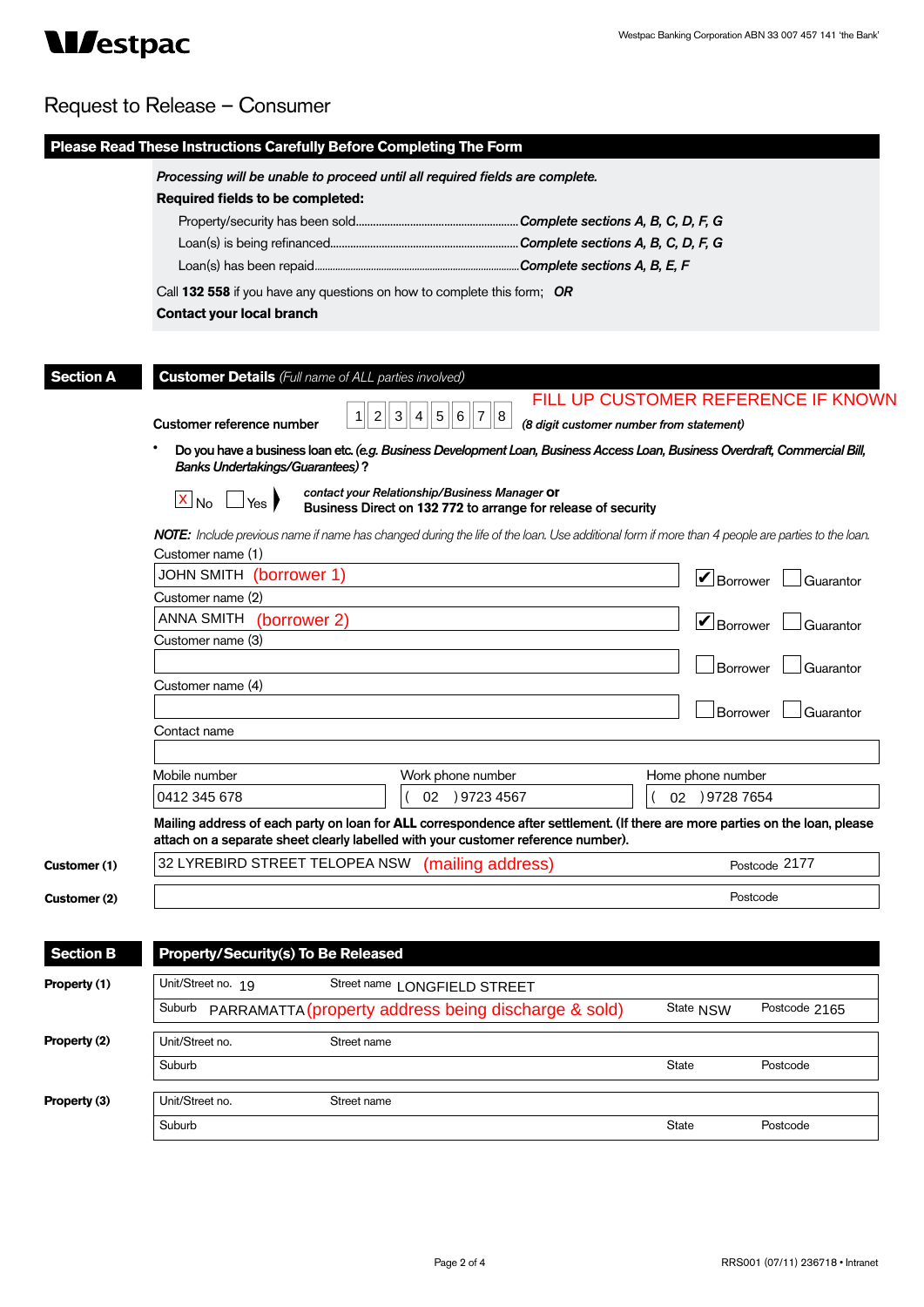# Westpac

Westpac Banking Corporation ABN 33 007 457 141 'the Bank'

## Request to Release – Consumer

### Please Read These Instructions Carefully Before Completing The Form

***Processing will be unable to proceed until all required fields are complete.***

**Required fields to be completed:**

- Property/security has been sold........................................ ***Complete sections A, B, C, D, F, G***
- Loan(s) is being refinanced........................................ ***Complete sections A, B, C, D, F, G***
- Loan(s) has been repaid........................................ ***Complete sections A, B, E, F***

Call **132 558** if you have any questions on how to complete this form; ***OR***

**Contact your local branch**

### Section A — Customer Details *(Full name of ALL parties involved)*

FILL UP CUSTOMER REFERENCE IF KNOWN

Customer reference number: 1 2 3 4 5 6 7 8 *(8 digit customer number from statement)*

- **Do you have a business loan etc.** ***(e.g. Business Development Loan, Business Access Loan, Business Overdraft, Commercial Bill, Banks Undertakings/Guarantees)*** **?**

[X] No [ ] Yes ▶ ***contact your Relationship/Business Manager*** **or Business Direct on 132 772 to arrange for release of security**

***NOTE:*** *Include previous name if name has changed during the life of the loan. Use additional form if more than 4 people are parties to the loan.*

| Customer name | Borrower | Guarantor |
|---|---|---|
| Customer name (1): JOHN SMITH (borrower 1) | [✔] Borrower | [ ] Guarantor |
| Customer name (2): ANNA SMITH (borrower 2) | [✔] Borrower | [ ] Guarantor |
| Customer name (3): | [ ] Borrower | [ ] Guarantor |
| Customer name (4): | [ ] Borrower | [ ] Guarantor |

Contact name:

| Mobile number | Work phone number | Home phone number |
|---|---|---|
| 0412 345 678 | ( 02 ) 9723 4567 | ( 02 ) 9728 7654 |

**Mailing address of each party on loan for ALL correspondence after settlement. (If there are more parties on the loan, please attach on a separate sheet clearly labelled with your customer reference number).**

| | Address | Postcode |
|---|---|---|
| **Customer (1)** | 32 LYREBIRD STREET TELOPEA NSW (mailing address) | 2177 |
| **Customer (2)** | | |

### Section B — Property/Security(s) To Be Released

| | Unit/Street no. | Street name | Suburb | State | Postcode |
|---|---|---|---|---|---|
| **Property (1)** | 19 | LONGFIELD STREET | PARRAMATTA (property address being discharge & sold) | NSW | 2165 |
| **Property (2)** | | | | | |
| **Property (3)** | | | | | |

RRS001 (07/11) 236718 • Intranet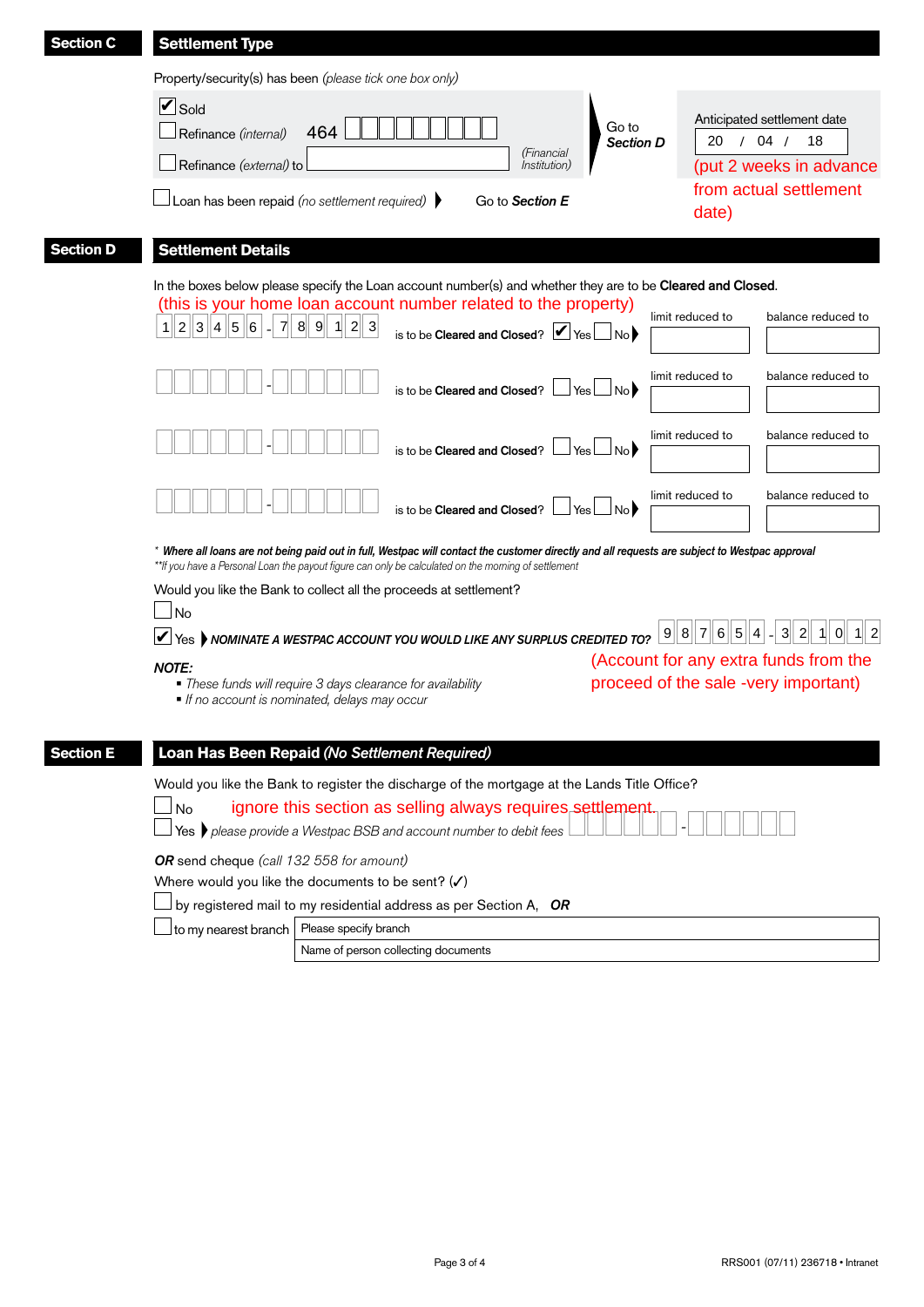## Section C — Settlement Type

Property/security(s) has been *(please tick one box only)*

- ☑ Sold
- ☐ Refinance *(internal)* 464 ☐☐☐☐☐☐☐☐☐
- ☐ Refinance *(external)* to ________ *(Financial Institution)*

Go to *Section D*

Anticipated settlement date: 20 / 04 / 18

(put 2 weeks in advance from actual settlement date)

- ☐ Loan has been repaid *(no settlement required)* ▶ Go to *Section E*

## Section D — Settlement Details

In the boxes below please specify the Loan account number(s) and whether they are to be **Cleared and Closed**.

(this is your home loan account number related to the property)

| Loan account number | is to be Cleared and Closed? | limit reduced to | balance reduced to |
|---|---|---|---|
| 123456-789123 | ☑ Yes ☐ No ▶ | | |
| ______-______ | ☐ Yes ☐ No ▶ | | |
| ______-______ | ☐ Yes ☐ No ▶ | | |
| ______-______ | ☐ Yes ☐ No ▶ | | |

\* ***Where all loans are not being paid out in full, Westpac will contact the customer directly and all requests are subject to Westpac approval***

*\*\*If you have a Personal Loan the payout figure can only be calculated on the morning of settlement*

Would you like the Bank to collect all the proceeds at settlement?

- ☐ No
- ☑ Yes ▶ ***NOMINATE A WESTPAC ACCOUNT YOU WOULD LIKE ANY SURPLUS CREDITED TO?*** 987654-321012

(Account for any extra funds from the proceed of the sale -very important)

***NOTE:***

- *These funds will require 3 days clearance for availability*
- *If no account is nominated, delays may occur*

## Section E — Loan Has Been Repaid *(No Settlement Required)*

Would you like the Bank to register the discharge of the mortgage at the Lands Title Office?

- ☐ No

ignore this section as selling always requires settlement.

- ☐ Yes ▶ *please provide a Westpac BSB and account number to debit fees* ______-______

***OR*** send cheque *(call 132 558 for amount)*

Where would you like the documents to be sent? (✓)

- ☐ by registered mail to my residential address as per Section A, ***OR***
- ☐ to my nearest branch

| | |
|---|---|
| Please specify branch | |
| Name of person collecting documents | |

RRS001 (07/11) 236718 • Intranet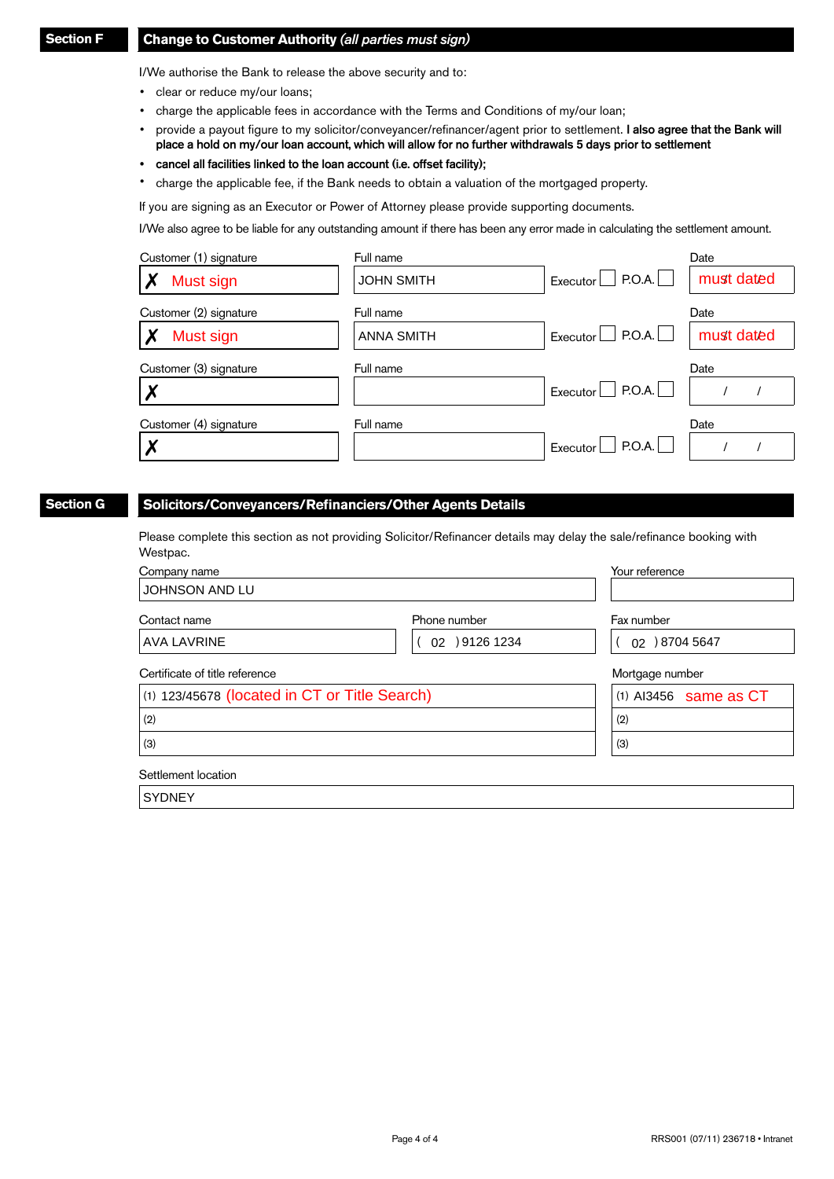## Section F — Change to Customer Authority *(all parties must sign)*

I/We authorise the Bank to release the above security and to:

- clear or reduce my/our loans;
- charge the applicable fees in accordance with the Terms and Conditions of my/our loan;
- provide a payout figure to my solicitor/conveyancer/refinancer/agent prior to settlement. **I also agree that the Bank will place a hold on my/our loan account, which will allow for no further withdrawals 5 days prior to settlement**
- **cancel all facilities linked to the loan account (i.e. offset facility);**
- charge the applicable fee, if the Bank needs to obtain a valuation of the mortgaged property.

If you are signing as an Executor or Power of Attorney please provide supporting documents.

I/We also agree to be liable for any outstanding amount if there has been any error made in calculating the settlement amount.

| | Signature | Full name | Executor | P.O.A. | Date |
|---|---|---|---|---|---|
| Customer (1) | ✗ Must sign | JOHN SMITH | ☐ | ☐ | must dated |
| Customer (2) | ✗ Must sign | ANNA SMITH | ☐ | ☐ | must dated |
| Customer (3) | ✗ | | ☐ | ☐ | / / |
| Customer (4) | ✗ | | ☐ | ☐ | / / |

## Section G — Solicitors/Conveyancers/Refinanciers/Other Agents Details

Please complete this section as not providing Solicitor/Refinancer details may delay the sale/refinance booking with Westpac.

Company name: JOHNSON AND LU

Your reference:

Contact name: AVA LAVRINE

Phone number: ( 02 ) 9126 1234

Fax number: ( 02 ) 8704 5647

| Certificate of title reference | Mortgage number |
|---|---|
| (1) 123/45678 (located in CT or Title Search) | (1) AI3456 same as CT |
| (2) | (2) |
| (3) | (3) |

Settlement location: SYDNEY

RRS001 (07/11) 236718 • Intranet